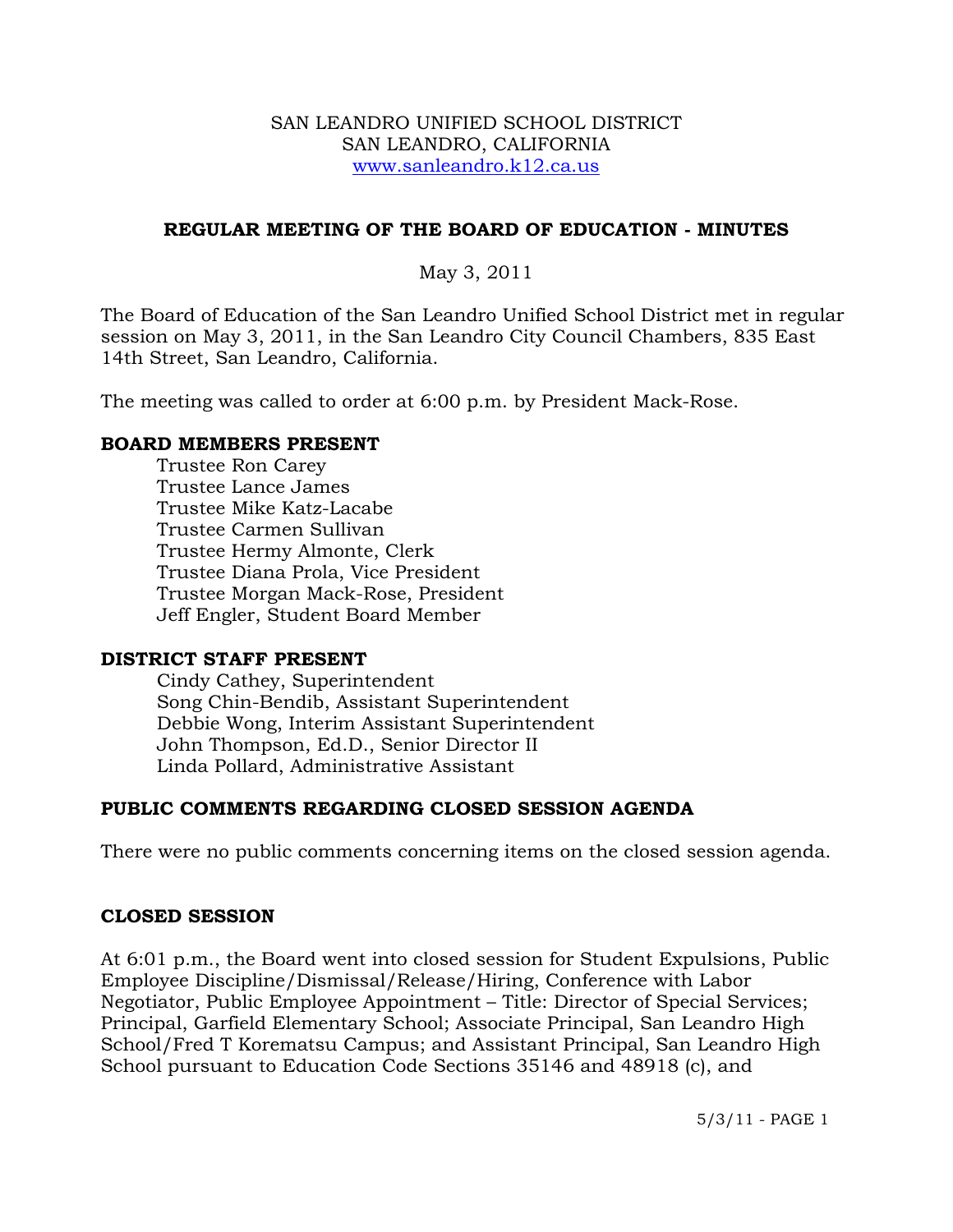SAN LEANDRO UNIFIED SCHOOL DISTRICT
SAN LEANDRO, CALIFORNIA
www.sanleandro.k12.ca.us

# REGULAR MEETING OF THE BOARD OF EDUCATION - MINUTES

May 3, 2011

The Board of Education of the San Leandro Unified School District met in regular session on May 3, 2011, in the San Leandro City Council Chambers, 835 East 14th Street, San Leandro, California.

The meeting was called to order at 6:00 p.m. by President Mack-Rose.

## BOARD MEMBERS PRESENT

Trustee Ron Carey
Trustee Lance James
Trustee Mike Katz-Lacabe
Trustee Carmen Sullivan
Trustee Hermy Almonte, Clerk
Trustee Diana Prola, Vice President
Trustee Morgan Mack-Rose, President
Jeff Engler, Student Board Member

## DISTRICT STAFF PRESENT

Cindy Cathey, Superintendent
Song Chin-Bendib, Assistant Superintendent
Debbie Wong, Interim Assistant Superintendent
John Thompson, Ed.D., Senior Director II
Linda Pollard, Administrative Assistant

## PUBLIC COMMENTS REGARDING CLOSED SESSION AGENDA

There were no public comments concerning items on the closed session agenda.

## CLOSED SESSION

At 6:01 p.m., the Board went into closed session for Student Expulsions, Public Employee Discipline/Dismissal/Release/Hiring, Conference with Labor Negotiator, Public Employee Appointment – Title: Director of Special Services; Principal, Garfield Elementary School; Associate Principal, San Leandro High School/Fred T Korematsu Campus; and Assistant Principal, San Leandro High School pursuant to Education Code Sections 35146 and 48918 (c), and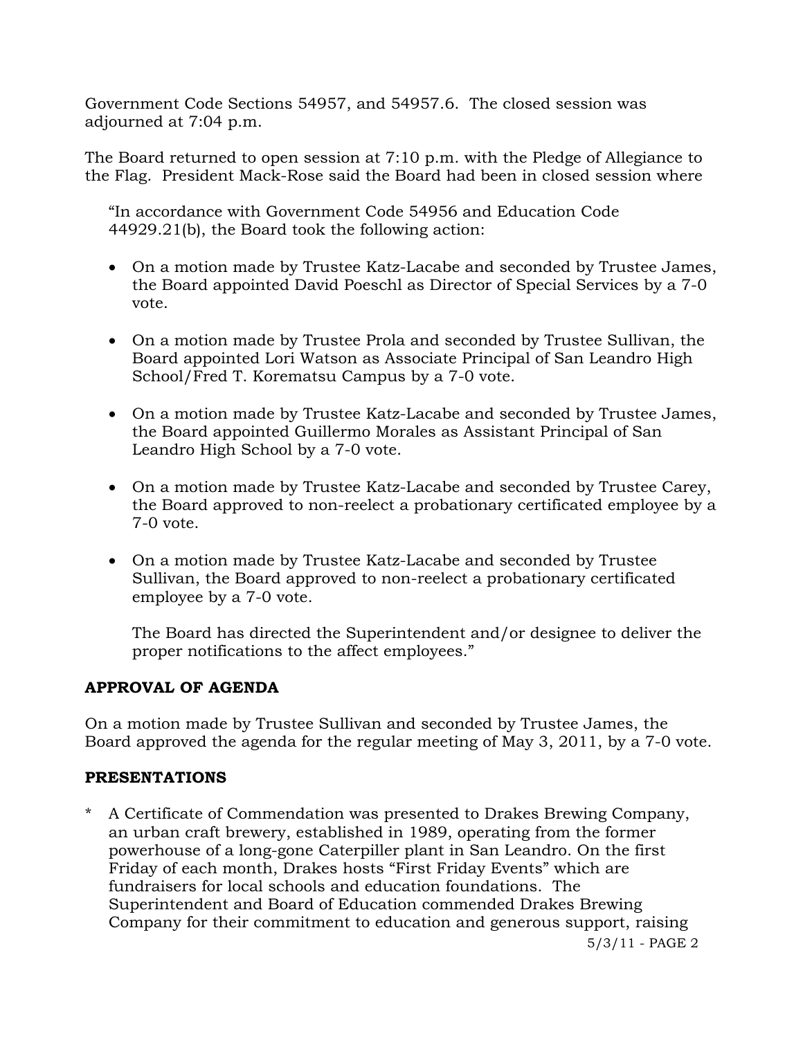Government Code Sections 54957, and 54957.6. The closed session was adjourned at 7:04 p.m.

The Board returned to open session at 7:10 p.m. with the Pledge of Allegiance to the Flag. President Mack-Rose said the Board had been in closed session where

"In accordance with Government Code 54956 and Education Code 44929.21(b), the Board took the following action:

- On a motion made by Trustee Katz-Lacabe and seconded by Trustee James, the Board appointed David Poeschl as Director of Special Services by a 7-0 vote.
- On a motion made by Trustee Prola and seconded by Trustee Sullivan, the Board appointed Lori Watson as Associate Principal of San Leandro High School/Fred T. Korematsu Campus by a 7-0 vote.
- On a motion made by Trustee Katz-Lacabe and seconded by Trustee James, the Board appointed Guillermo Morales as Assistant Principal of San Leandro High School by a 7-0 vote.
- On a motion made by Trustee Katz-Lacabe and seconded by Trustee Carey, the Board approved to non-reelect a probationary certificated employee by a 7-0 vote.
- On a motion made by Trustee Katz-Lacabe and seconded by Trustee Sullivan, the Board approved to non-reelect a probationary certificated employee by a 7-0 vote.

  The Board has directed the Superintendent and/or designee to deliver the proper notifications to the affect employees."

## APPROVAL OF AGENDA

On a motion made by Trustee Sullivan and seconded by Trustee James, the Board approved the agenda for the regular meeting of May 3, 2011, by a 7-0 vote.

## PRESENTATIONS

\* A Certificate of Commendation was presented to Drakes Brewing Company, an urban craft brewery, established in 1989, operating from the former powerhouse of a long-gone Caterpiller plant in San Leandro. On the first Friday of each month, Drakes hosts "First Friday Events" which are fundraisers for local schools and education foundations. The Superintendent and Board of Education commended Drakes Brewing Company for their commitment to education and generous support, raising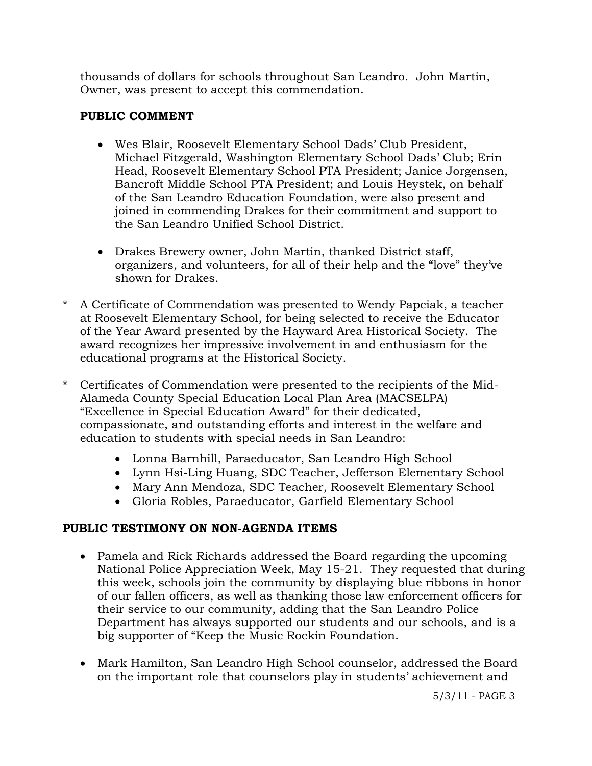thousands of dollars for schools throughout San Leandro. John Martin, Owner, was present to accept this commendation.

**PUBLIC COMMENT**

- Wes Blair, Roosevelt Elementary School Dads' Club President, Michael Fitzgerald, Washington Elementary School Dads' Club; Erin Head, Roosevelt Elementary School PTA President; Janice Jorgensen, Bancroft Middle School PTA President; and Louis Heystek, on behalf of the San Leandro Education Foundation, were also present and joined in commending Drakes for their commitment and support to the San Leandro Unified School District.

- Drakes Brewery owner, John Martin, thanked District staff, organizers, and volunteers, for all of their help and the "love" they've shown for Drakes.

\* A Certificate of Commendation was presented to Wendy Papciak, a teacher at Roosevelt Elementary School, for being selected to receive the Educator of the Year Award presented by the Hayward Area Historical Society. The award recognizes her impressive involvement in and enthusiasm for the educational programs at the Historical Society.

\* Certificates of Commendation were presented to the recipients of the Mid-Alameda County Special Education Local Plan Area (MACSELPA) "Excellence in Special Education Award" for their dedicated, compassionate, and outstanding efforts and interest in the welfare and education to students with special needs in San Leandro:

- Lonna Barnhill, Paraeducator, San Leandro High School
- Lynn Hsi-Ling Huang, SDC Teacher, Jefferson Elementary School
- Mary Ann Mendoza, SDC Teacher, Roosevelt Elementary School
- Gloria Robles, Paraeducator, Garfield Elementary School

**PUBLIC TESTIMONY ON NON-AGENDA ITEMS**

- Pamela and Rick Richards addressed the Board regarding the upcoming National Police Appreciation Week, May 15-21. They requested that during this week, schools join the community by displaying blue ribbons in honor of our fallen officers, as well as thanking those law enforcement officers for their service to our community, adding that the San Leandro Police Department has always supported our students and our schools, and is a big supporter of "Keep the Music Rockin Foundation.

- Mark Hamilton, San Leandro High School counselor, addressed the Board on the important role that counselors play in students' achievement and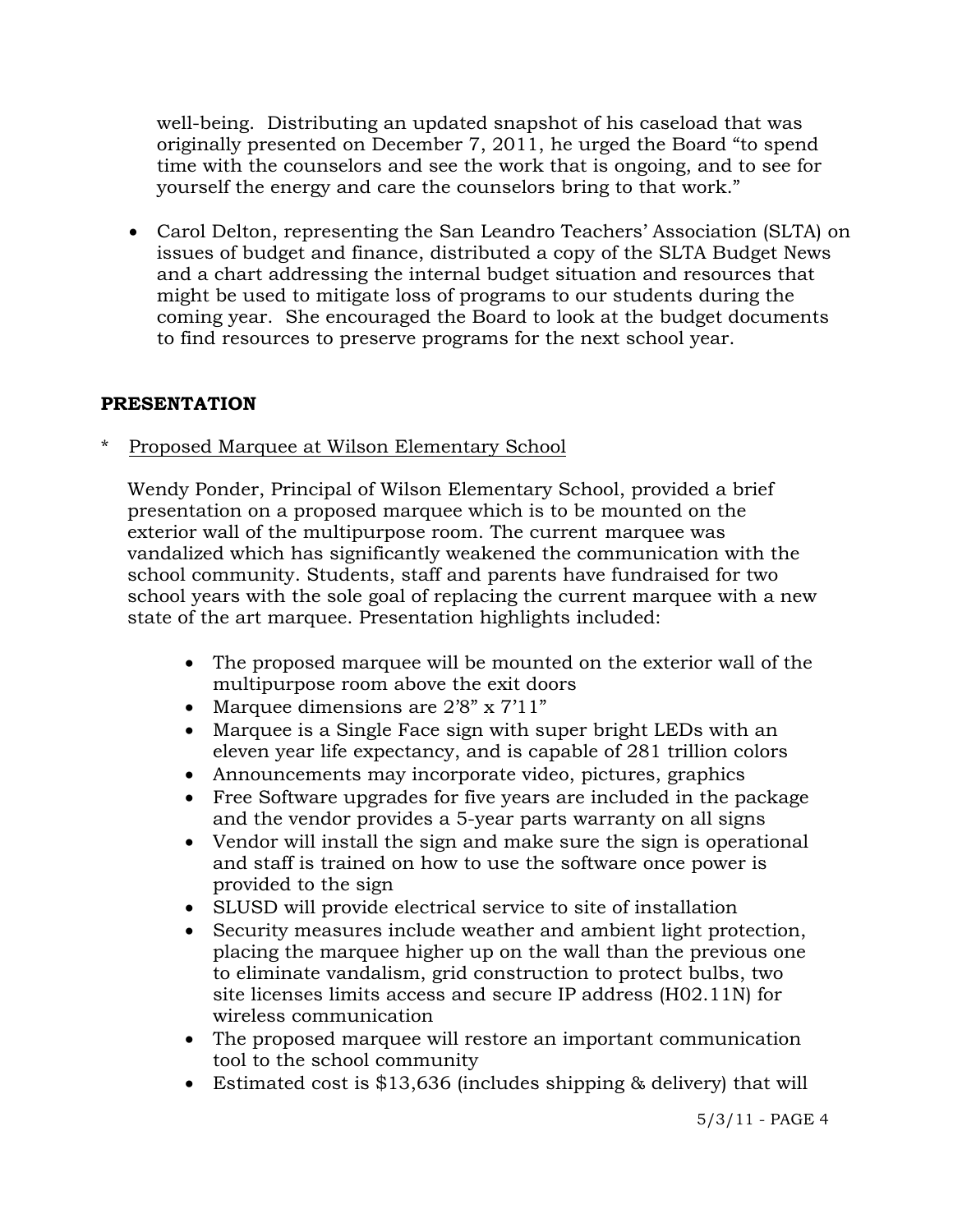well-being. Distributing an updated snapshot of his caseload that was originally presented on December 7, 2011, he urged the Board "to spend time with the counselors and see the work that is ongoing, and to see for yourself the energy and care the counselors bring to that work."

- Carol Delton, representing the San Leandro Teachers' Association (SLTA) on issues of budget and finance, distributed a copy of the SLTA Budget News and a chart addressing the internal budget situation and resources that might be used to mitigate loss of programs to our students during the coming year. She encouraged the Board to look at the budget documents to find resources to preserve programs for the next school year.

## PRESENTATION

\* Proposed Marquee at Wilson Elementary School

Wendy Ponder, Principal of Wilson Elementary School, provided a brief presentation on a proposed marquee which is to be mounted on the exterior wall of the multipurpose room. The current marquee was vandalized which has significantly weakened the communication with the school community. Students, staff and parents have fundraised for two school years with the sole goal of replacing the current marquee with a new state of the art marquee. Presentation highlights included:

- The proposed marquee will be mounted on the exterior wall of the multipurpose room above the exit doors
- Marquee dimensions are 2'8" x 7'11"
- Marquee is a Single Face sign with super bright LEDs with an eleven year life expectancy, and is capable of 281 trillion colors
- Announcements may incorporate video, pictures, graphics
- Free Software upgrades for five years are included in the package and the vendor provides a 5-year parts warranty on all signs
- Vendor will install the sign and make sure the sign is operational and staff is trained on how to use the software once power is provided to the sign
- SLUSD will provide electrical service to site of installation
- Security measures include weather and ambient light protection, placing the marquee higher up on the wall than the previous one to eliminate vandalism, grid construction to protect bulbs, two site licenses limits access and secure IP address (H02.11N) for wireless communication
- The proposed marquee will restore an important communication tool to the school community
- Estimated cost is $13,636 (includes shipping & delivery) that will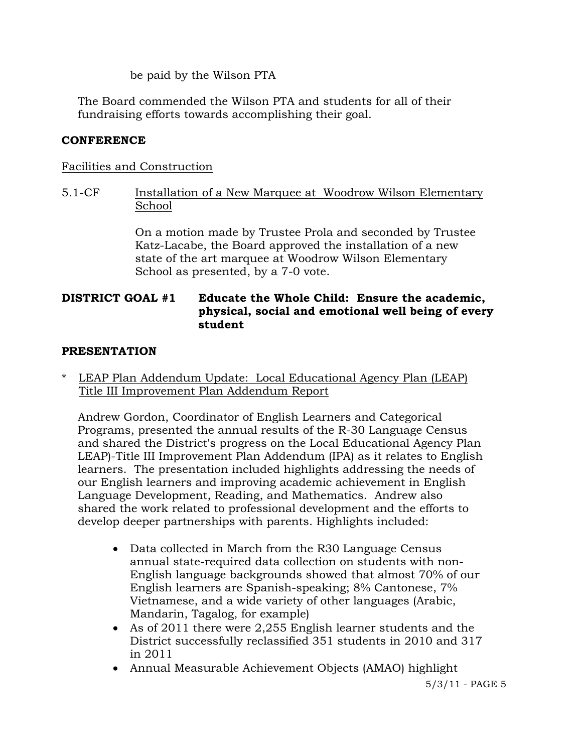be paid by the Wilson PTA

The Board commended the Wilson PTA and students for all of their fundraising efforts towards accomplishing their goal.

**CONFERENCE**

Facilities and Construction

5.1-CF Installation of a New Marquee at Woodrow Wilson Elementary School

On a motion made by Trustee Prola and seconded by Trustee Katz-Lacabe, the Board approved the installation of a new state of the art marquee at Woodrow Wilson Elementary School as presented, by a 7-0 vote.

**DISTRICT GOAL #1 Educate the Whole Child: Ensure the academic, physical, social and emotional well being of every student**

**PRESENTATION**

\* LEAP Plan Addendum Update: Local Educational Agency Plan (LEAP) Title III Improvement Plan Addendum Report

Andrew Gordon, Coordinator of English Learners and Categorical Programs, presented the annual results of the R-30 Language Census and shared the District's progress on the Local Educational Agency Plan LEAP)-Title III Improvement Plan Addendum (IPA) as it relates to English learners. The presentation included highlights addressing the needs of our English learners and improving academic achievement in English Language Development, Reading, and Mathematics. Andrew also shared the work related to professional development and the efforts to develop deeper partnerships with parents. Highlights included:

- Data collected in March from the R30 Language Census annual state-required data collection on students with non-English language backgrounds showed that almost 70% of our English learners are Spanish-speaking; 8% Cantonese, 7% Vietnamese, and a wide variety of other languages (Arabic, Mandarin, Tagalog, for example)
- As of 2011 there were 2,255 English learner students and the District successfully reclassified 351 students in 2010 and 317 in 2011
- Annual Measurable Achievement Objects (AMAO) highlight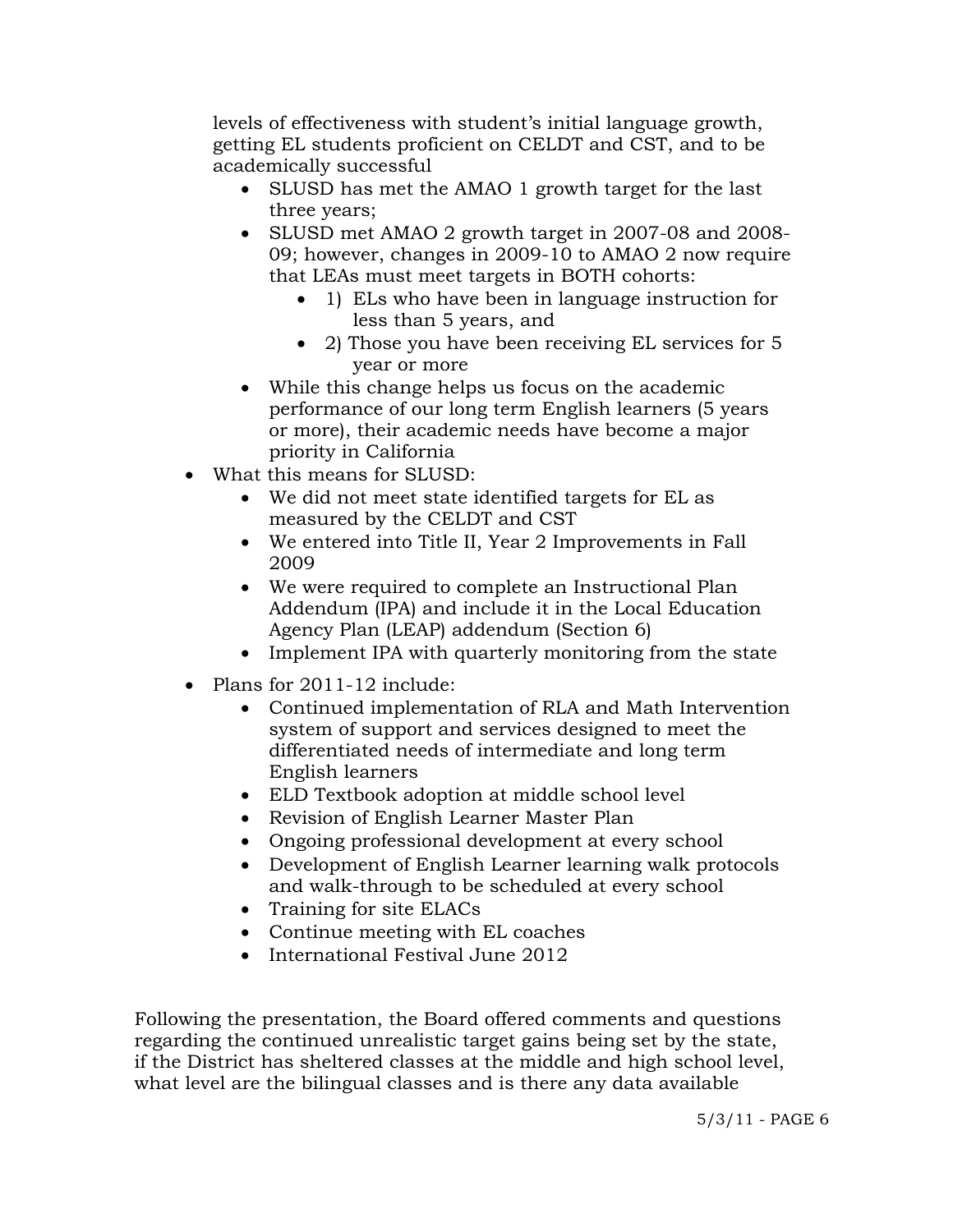levels of effectiveness with student's initial language growth, getting EL students proficient on CELDT and CST, and to be academically successful

- SLUSD has met the AMAO 1 growth target for the last three years;
- SLUSD met AMAO 2 growth target in 2007-08 and 2008-09; however, changes in 2009-10 to AMAO 2 now require that LEAs must meet targets in BOTH cohorts:
  - 1) ELs who have been in language instruction for less than 5 years, and
  - 2) Those you have been receiving EL services for 5 year or more
- While this change helps us focus on the academic performance of our long term English learners (5 years or more), their academic needs have become a major priority in California

- What this means for SLUSD:
  - We did not meet state identified targets for EL as measured by the CELDT and CST
  - We entered into Title II, Year 2 Improvements in Fall 2009
  - We were required to complete an Instructional Plan Addendum (IPA) and include it in the Local Education Agency Plan (LEAP) addendum (Section 6)
  - Implement IPA with quarterly monitoring from the state
- Plans for 2011-12 include:
  - Continued implementation of RLA and Math Intervention system of support and services designed to meet the differentiated needs of intermediate and long term English learners
  - ELD Textbook adoption at middle school level
  - Revision of English Learner Master Plan
  - Ongoing professional development at every school
  - Development of English Learner learning walk protocols and walk-through to be scheduled at every school
  - Training for site ELACs
  - Continue meeting with EL coaches
  - International Festival June 2012

Following the presentation, the Board offered comments and questions regarding the continued unrealistic target gains being set by the state, if the District has sheltered classes at the middle and high school level, what level are the bilingual classes and is there any data available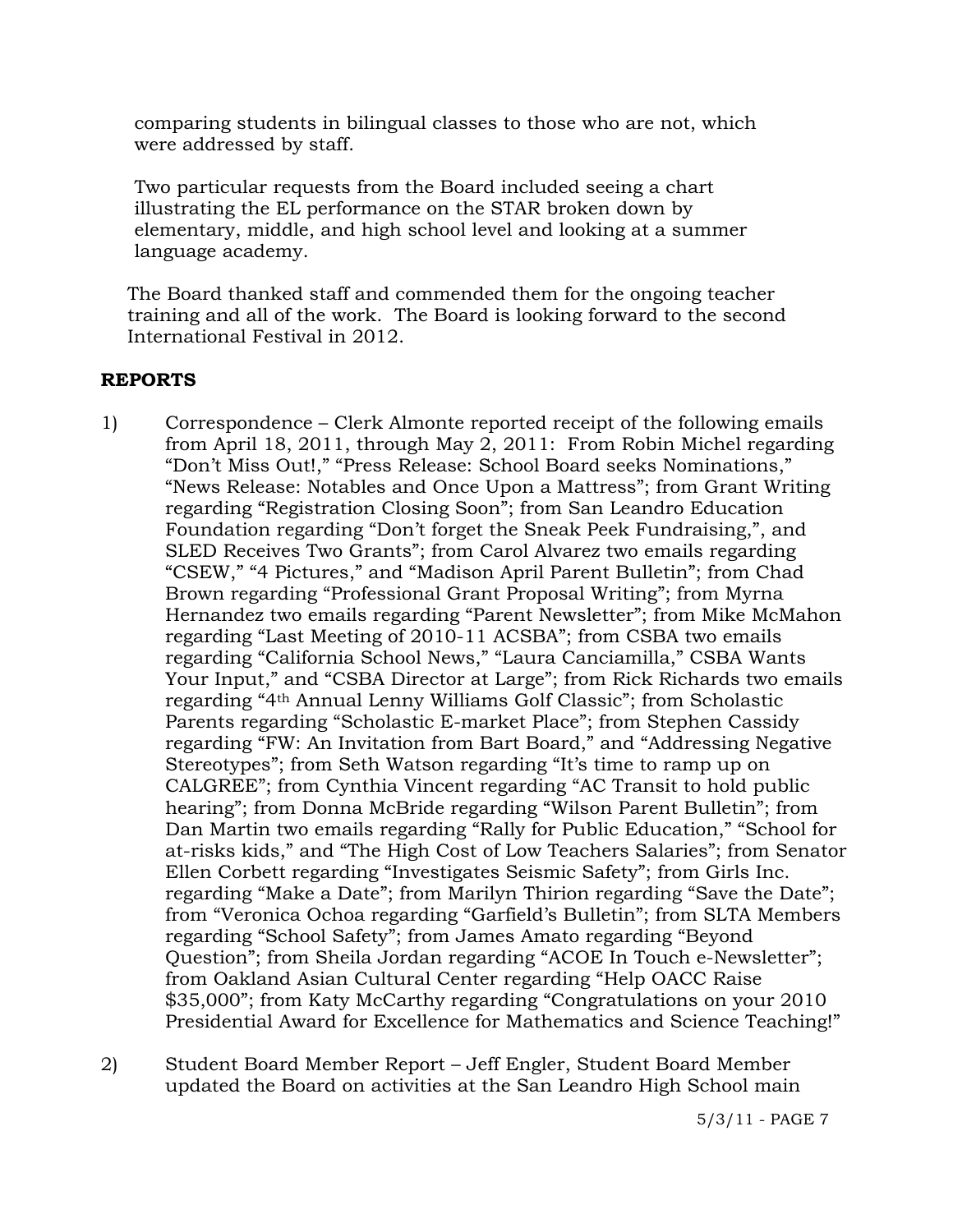comparing students in bilingual classes to those who are not, which were addressed by staff.

Two particular requests from the Board included seeing a chart illustrating the EL performance on the STAR broken down by elementary, middle, and high school level and looking at a summer language academy.

The Board thanked staff and commended them for the ongoing teacher training and all of the work. The Board is looking forward to the second International Festival in 2012.

## REPORTS

1) Correspondence – Clerk Almonte reported receipt of the following emails from April 18, 2011, through May 2, 2011: From Robin Michel regarding "Don't Miss Out!," "Press Release: School Board seeks Nominations," "News Release: Notables and Once Upon a Mattress"; from Grant Writing regarding "Registration Closing Soon"; from San Leandro Education Foundation regarding "Don't forget the Sneak Peek Fundraising,", and SLED Receives Two Grants"; from Carol Alvarez two emails regarding "CSEW," "4 Pictures," and "Madison April Parent Bulletin"; from Chad Brown regarding "Professional Grant Proposal Writing"; from Myrna Hernandez two emails regarding "Parent Newsletter"; from Mike McMahon regarding "Last Meeting of 2010-11 ACSBA"; from CSBA two emails regarding "California School News," "Laura Canciamilla," CSBA Wants Your Input," and "CSBA Director at Large"; from Rick Richards two emails regarding "4th Annual Lenny Williams Golf Classic"; from Scholastic Parents regarding "Scholastic E-market Place"; from Stephen Cassidy regarding "FW: An Invitation from Bart Board," and "Addressing Negative Stereotypes"; from Seth Watson regarding "It's time to ramp up on CALGREE"; from Cynthia Vincent regarding "AC Transit to hold public hearing"; from Donna McBride regarding "Wilson Parent Bulletin"; from Dan Martin two emails regarding "Rally for Public Education," "School for at-risks kids," and "The High Cost of Low Teachers Salaries"; from Senator Ellen Corbett regarding "Investigates Seismic Safety"; from Girls Inc. regarding "Make a Date"; from Marilyn Thirion regarding "Save the Date"; from "Veronica Ochoa regarding "Garfield's Bulletin"; from SLTA Members regarding "School Safety"; from James Amato regarding "Beyond Question"; from Sheila Jordan regarding "ACOE In Touch e-Newsletter"; from Oakland Asian Cultural Center regarding "Help OACC Raise $35,000"; from Katy McCarthy regarding "Congratulations on your 2010 Presidential Award for Excellence for Mathematics and Science Teaching!"

2) Student Board Member Report – Jeff Engler, Student Board Member updated the Board on activities at the San Leandro High School main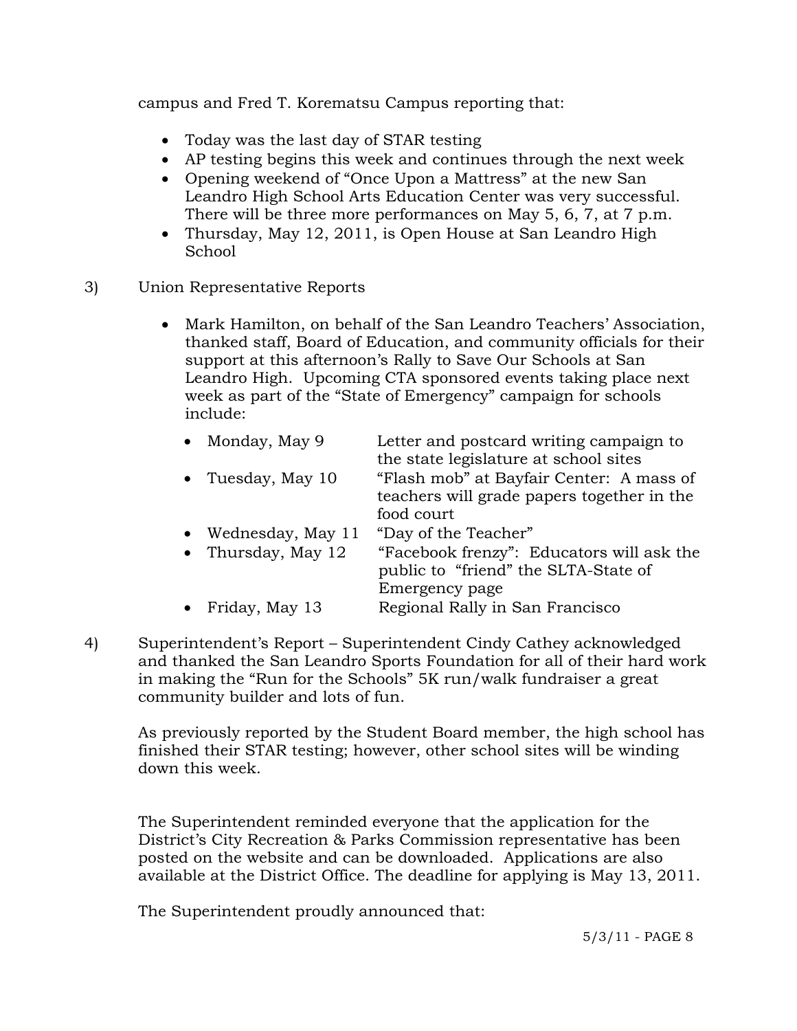campus and Fred T. Korematsu Campus reporting that:

- Today was the last day of STAR testing
- AP testing begins this week and continues through the next week
- Opening weekend of "Once Upon a Mattress" at the new San Leandro High School Arts Education Center was very successful. There will be three more performances on May 5, 6, 7, at 7 p.m.
- Thursday, May 12, 2011, is Open House at San Leandro High School

3) Union Representative Reports

- Mark Hamilton, on behalf of the San Leandro Teachers' Association, thanked staff, Board of Education, and community officials for their support at this afternoon's Rally to Save Our Schools at San Leandro High. Upcoming CTA sponsored events taking place next week as part of the "State of Emergency" campaign for schools include:

  - Monday, May 9 — Letter and postcard writing campaign to the state legislature at school sites
  - Tuesday, May 10 — "Flash mob" at Bayfair Center: A mass of teachers will grade papers together in the food court
  - Wednesday, May 11 — "Day of the Teacher"
  - Thursday, May 12 — "Facebook frenzy": Educators will ask the public to "friend" the SLTA-State of Emergency page
  - Friday, May 13 — Regional Rally in San Francisco

4) Superintendent's Report – Superintendent Cindy Cathey acknowledged and thanked the San Leandro Sports Foundation for all of their hard work in making the "Run for the Schools" 5K run/walk fundraiser a great community builder and lots of fun.

As previously reported by the Student Board member, the high school has finished their STAR testing; however, other school sites will be winding down this week.

The Superintendent reminded everyone that the application for the District's City Recreation & Parks Commission representative has been posted on the website and can be downloaded. Applications are also available at the District Office. The deadline for applying is May 13, 2011.

The Superintendent proudly announced that: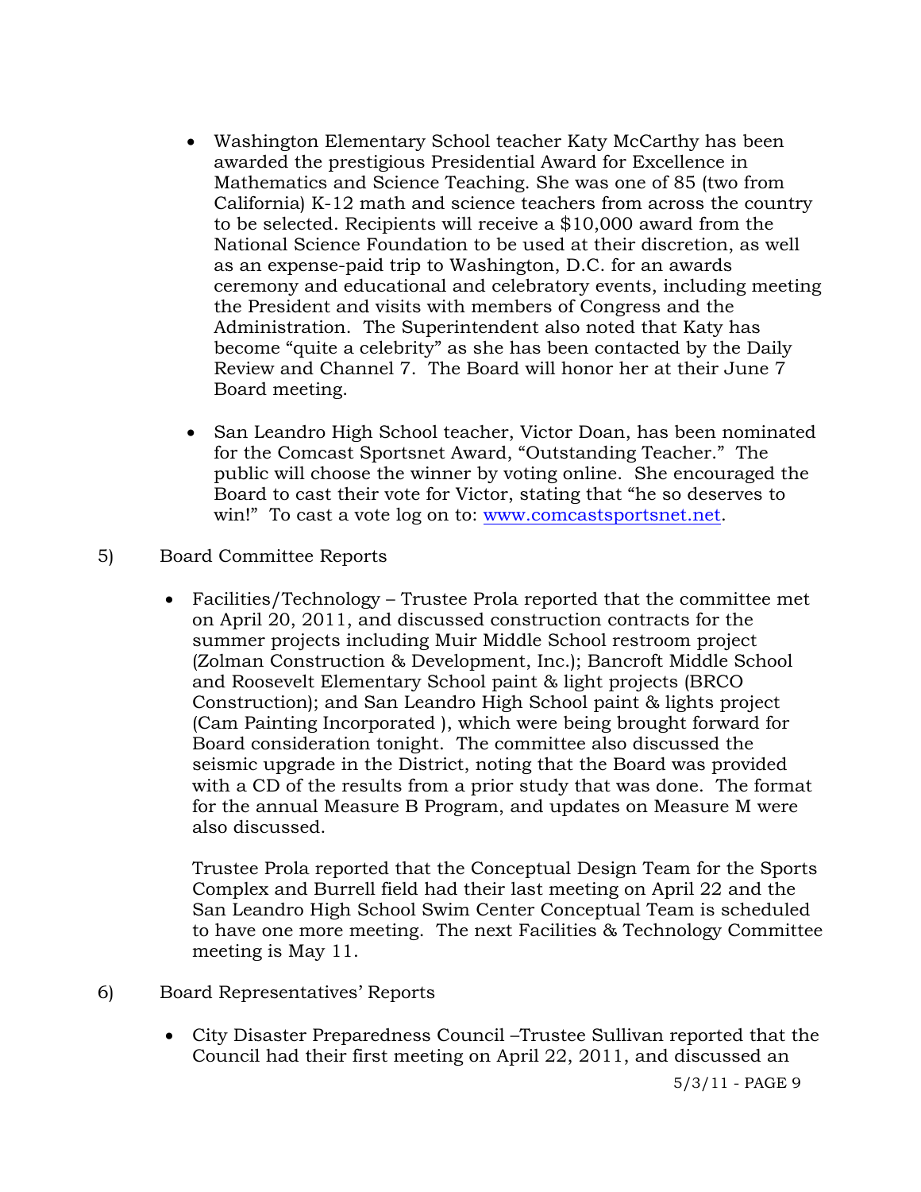- Washington Elementary School teacher Katy McCarthy has been awarded the prestigious Presidential Award for Excellence in Mathematics and Science Teaching. She was one of 85 (two from California) K-12 math and science teachers from across the country to be selected. Recipients will receive a $10,000 award from the National Science Foundation to be used at their discretion, as well as an expense-paid trip to Washington, D.C. for an awards ceremony and educational and celebratory events, including meeting the President and visits with members of Congress and the Administration. The Superintendent also noted that Katy has become "quite a celebrity" as she has been contacted by the Daily Review and Channel 7. The Board will honor her at their June 7 Board meeting.

- San Leandro High School teacher, Victor Doan, has been nominated for the Comcast Sportsnet Award, "Outstanding Teacher." The public will choose the winner by voting online. She encouraged the Board to cast their vote for Victor, stating that "he so deserves to win!" To cast a vote log on to: www.comcastsportsnet.net.

5) Board Committee Reports

- Facilities/Technology – Trustee Prola reported that the committee met on April 20, 2011, and discussed construction contracts for the summer projects including Muir Middle School restroom project (Zolman Construction & Development, Inc.); Bancroft Middle School and Roosevelt Elementary School paint & light projects (BRCO Construction); and San Leandro High School paint & lights project (Cam Painting Incorporated ), which were being brought forward for Board consideration tonight. The committee also discussed the seismic upgrade in the District, noting that the Board was provided with a CD of the results from a prior study that was done. The format for the annual Measure B Program, and updates on Measure M were also discussed.

  Trustee Prola reported that the Conceptual Design Team for the Sports Complex and Burrell field had their last meeting on April 22 and the San Leandro High School Swim Center Conceptual Team is scheduled to have one more meeting. The next Facilities & Technology Committee meeting is May 11.

6) Board Representatives' Reports

- City Disaster Preparedness Council –Trustee Sullivan reported that the Council had their first meeting on April 22, 2011, and discussed an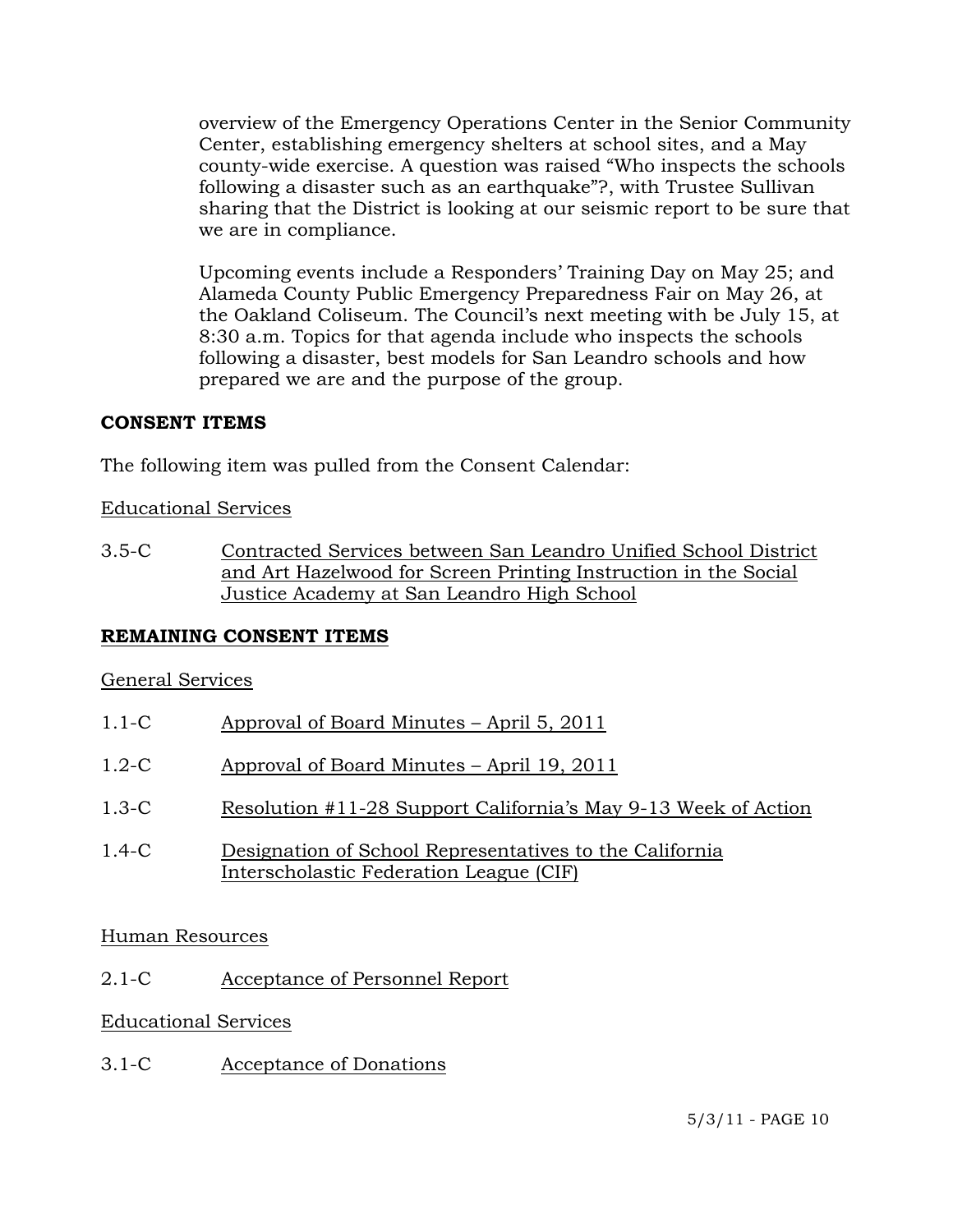overview of the Emergency Operations Center in the Senior Community Center, establishing emergency shelters at school sites, and a May county-wide exercise. A question was raised "Who inspects the schools following a disaster such as an earthquake"?, with Trustee Sullivan sharing that the District is looking at our seismic report to be sure that we are in compliance.

Upcoming events include a Responders' Training Day on May 25; and Alameda County Public Emergency Preparedness Fair on May 26, at the Oakland Coliseum. The Council's next meeting with be July 15, at 8:30 a.m. Topics for that agenda include who inspects the schools following a disaster, best models for San Leandro schools and how prepared we are and the purpose of the group.

**CONSENT ITEMS**

The following item was pulled from the Consent Calendar:

<u>Educational Services</u>

3.5-C <u>Contracted Services between San Leandro Unified School District and Art Hazelwood for Screen Printing Instruction in the Social Justice Academy at San Leandro High School</u>

**<u>REMAINING CONSENT ITEMS</u>**

<u>General Services</u>

1.1-C <u>Approval of Board Minutes – April 5, 2011</u>

1.2-C <u>Approval of Board Minutes – April 19, 2011</u>

1.3-C <u>Resolution #11-28 Support California's May 9-13 Week of Action</u>

1.4-C <u>Designation of School Representatives to the California Interscholastic Federation League (CIF)</u>

<u>Human Resources</u>

2.1-C <u>Acceptance of Personnel Report</u>

<u>Educational Services</u>

3.1-C <u>Acceptance of Donations</u>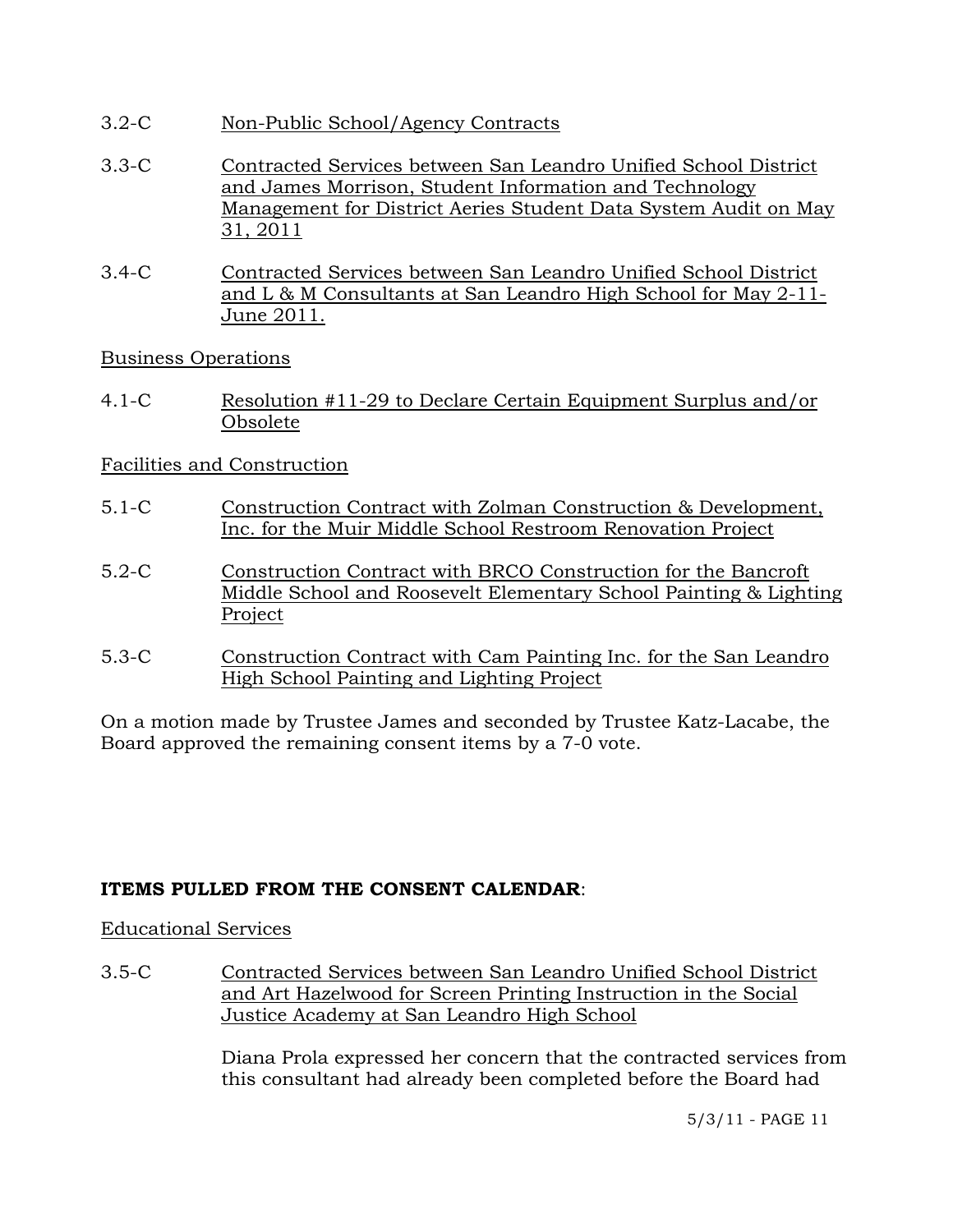3.2-C Non-Public School/Agency Contracts

3.3-C Contracted Services between San Leandro Unified School District and James Morrison, Student Information and Technology Management for District Aeries Student Data System Audit on May 31, 2011

3.4-C Contracted Services between San Leandro Unified School District and L & M Consultants at San Leandro High School for May 2-11-June 2011.

Business Operations

4.1-C Resolution #11-29 to Declare Certain Equipment Surplus and/or Obsolete

Facilities and Construction

5.1-C Construction Contract with Zolman Construction & Development, Inc. for the Muir Middle School Restroom Renovation Project

5.2-C Construction Contract with BRCO Construction for the Bancroft Middle School and Roosevelt Elementary School Painting & Lighting Project

5.3-C Construction Contract with Cam Painting Inc. for the San Leandro High School Painting and Lighting Project

On a motion made by Trustee James and seconded by Trustee Katz-Lacabe, the Board approved the remaining consent items by a 7-0 vote.

**ITEMS PULLED FROM THE CONSENT CALENDAR**:

Educational Services

3.5-C Contracted Services between San Leandro Unified School District and Art Hazelwood for Screen Printing Instruction in the Social Justice Academy at San Leandro High School

Diana Prola expressed her concern that the contracted services from this consultant had already been completed before the Board had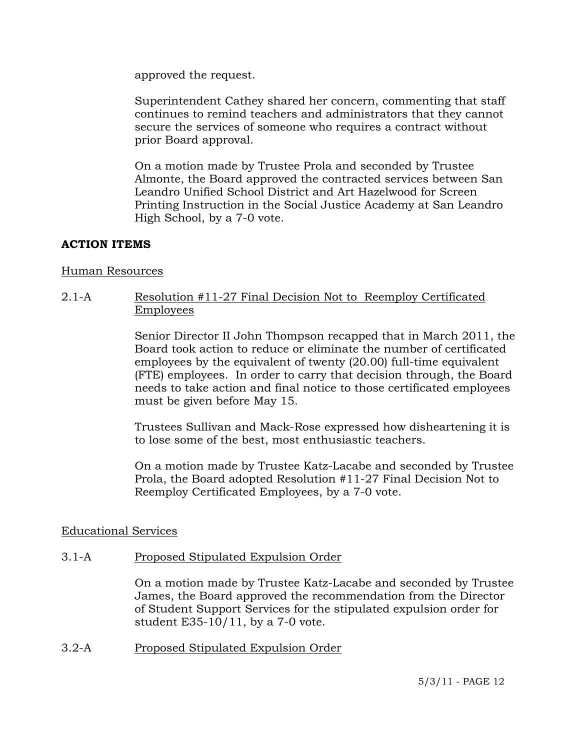approved the request.

Superintendent Cathey shared her concern, commenting that staff continues to remind teachers and administrators that they cannot secure the services of someone who requires a contract without prior Board approval.

On a motion made by Trustee Prola and seconded by Trustee Almonte, the Board approved the contracted services between San Leandro Unified School District and Art Hazelwood for Screen Printing Instruction in the Social Justice Academy at San Leandro High School, by a 7-0 vote.

## ACTION ITEMS

Human Resources

2.1-A Resolution #11-27 Final Decision Not to Reemploy Certificated Employees

Senior Director II John Thompson recapped that in March 2011, the Board took action to reduce or eliminate the number of certificated employees by the equivalent of twenty (20.00) full-time equivalent (FTE) employees. In order to carry that decision through, the Board needs to take action and final notice to those certificated employees must be given before May 15.

Trustees Sullivan and Mack-Rose expressed how disheartening it is to lose some of the best, most enthusiastic teachers.

On a motion made by Trustee Katz-Lacabe and seconded by Trustee Prola, the Board adopted Resolution #11-27 Final Decision Not to Reemploy Certificated Employees, by a 7-0 vote.

Educational Services

3.1-A Proposed Stipulated Expulsion Order

On a motion made by Trustee Katz-Lacabe and seconded by Trustee James, the Board approved the recommendation from the Director of Student Support Services for the stipulated expulsion order for student E35-10/11, by a 7-0 vote.

3.2-A Proposed Stipulated Expulsion Order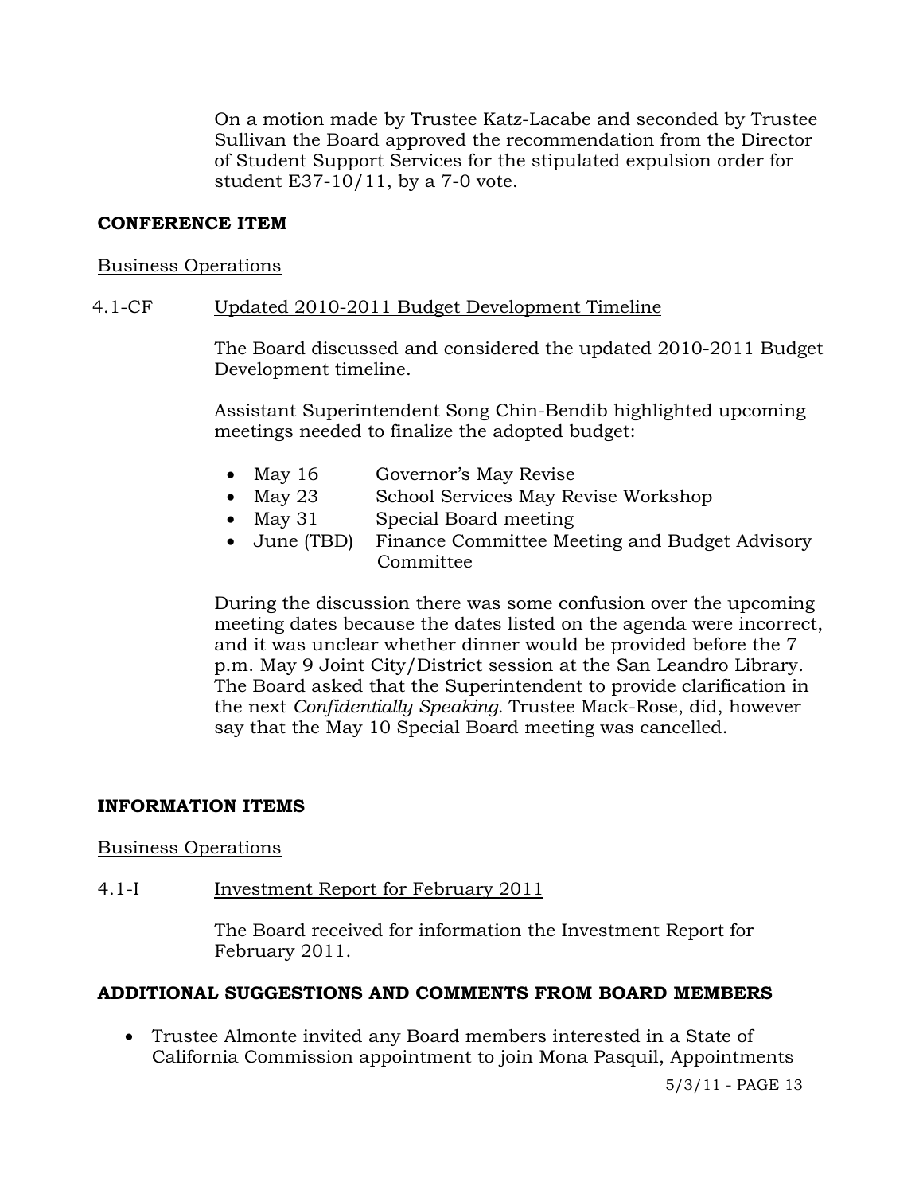On a motion made by Trustee Katz-Lacabe and seconded by Trustee Sullivan the Board approved the recommendation from the Director of Student Support Services for the stipulated expulsion order for student E37-10/11, by a 7-0 vote.

**CONFERENCE ITEM**

Business Operations

4.1-CF Updated 2010-2011 Budget Development Timeline

The Board discussed and considered the updated 2010-2011 Budget Development timeline.

Assistant Superintendent Song Chin-Bendib highlighted upcoming meetings needed to finalize the adopted budget:

- May 16 Governor's May Revise
- May 23 School Services May Revise Workshop
- May 31 Special Board meeting
- June (TBD) Finance Committee Meeting and Budget Advisory Committee

During the discussion there was some confusion over the upcoming meeting dates because the dates listed on the agenda were incorrect, and it was unclear whether dinner would be provided before the 7 p.m. May 9 Joint City/District session at the San Leandro Library. The Board asked that the Superintendent to provide clarification in the next *Confidentially Speaking*. Trustee Mack-Rose, did, however say that the May 10 Special Board meeting was cancelled.

**INFORMATION ITEMS**

Business Operations

4.1-I Investment Report for February 2011

The Board received for information the Investment Report for February 2011.

**ADDITIONAL SUGGESTIONS AND COMMENTS FROM BOARD MEMBERS**

- Trustee Almonte invited any Board members interested in a State of California Commission appointment to join Mona Pasquil, Appointments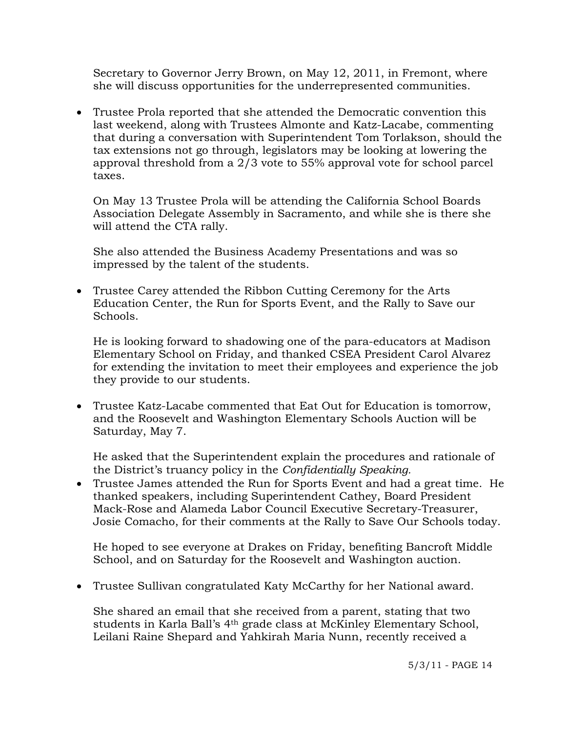Secretary to Governor Jerry Brown, on May 12, 2011, in Fremont, where she will discuss opportunities for the underrepresented communities.

- Trustee Prola reported that she attended the Democratic convention this last weekend, along with Trustees Almonte and Katz-Lacabe, commenting that during a conversation with Superintendent Tom Torlakson, should the tax extensions not go through, legislators may be looking at lowering the approval threshold from a 2/3 vote to 55% approval vote for school parcel taxes.

  On May 13 Trustee Prola will be attending the California School Boards Association Delegate Assembly in Sacramento, and while she is there she will attend the CTA rally.

  She also attended the Business Academy Presentations and was so impressed by the talent of the students.

- Trustee Carey attended the Ribbon Cutting Ceremony for the Arts Education Center, the Run for Sports Event, and the Rally to Save our Schools.

  He is looking forward to shadowing one of the para-educators at Madison Elementary School on Friday, and thanked CSEA President Carol Alvarez for extending the invitation to meet their employees and experience the job they provide to our students.

- Trustee Katz-Lacabe commented that Eat Out for Education is tomorrow, and the Roosevelt and Washington Elementary Schools Auction will be Saturday, May 7.

  He asked that the Superintendent explain the procedures and rationale of the District's truancy policy in the *Confidentially Speaking.*

- Trustee James attended the Run for Sports Event and had a great time. He thanked speakers, including Superintendent Cathey, Board President Mack-Rose and Alameda Labor Council Executive Secretary-Treasurer, Josie Comacho, for their comments at the Rally to Save Our Schools today.

  He hoped to see everyone at Drakes on Friday, benefiting Bancroft Middle School, and on Saturday for the Roosevelt and Washington auction.

- Trustee Sullivan congratulated Katy McCarthy for her National award.

  She shared an email that she received from a parent, stating that two students in Karla Ball's 4th grade class at McKinley Elementary School, Leilani Raine Shepard and Yahkirah Maria Nunn, recently received a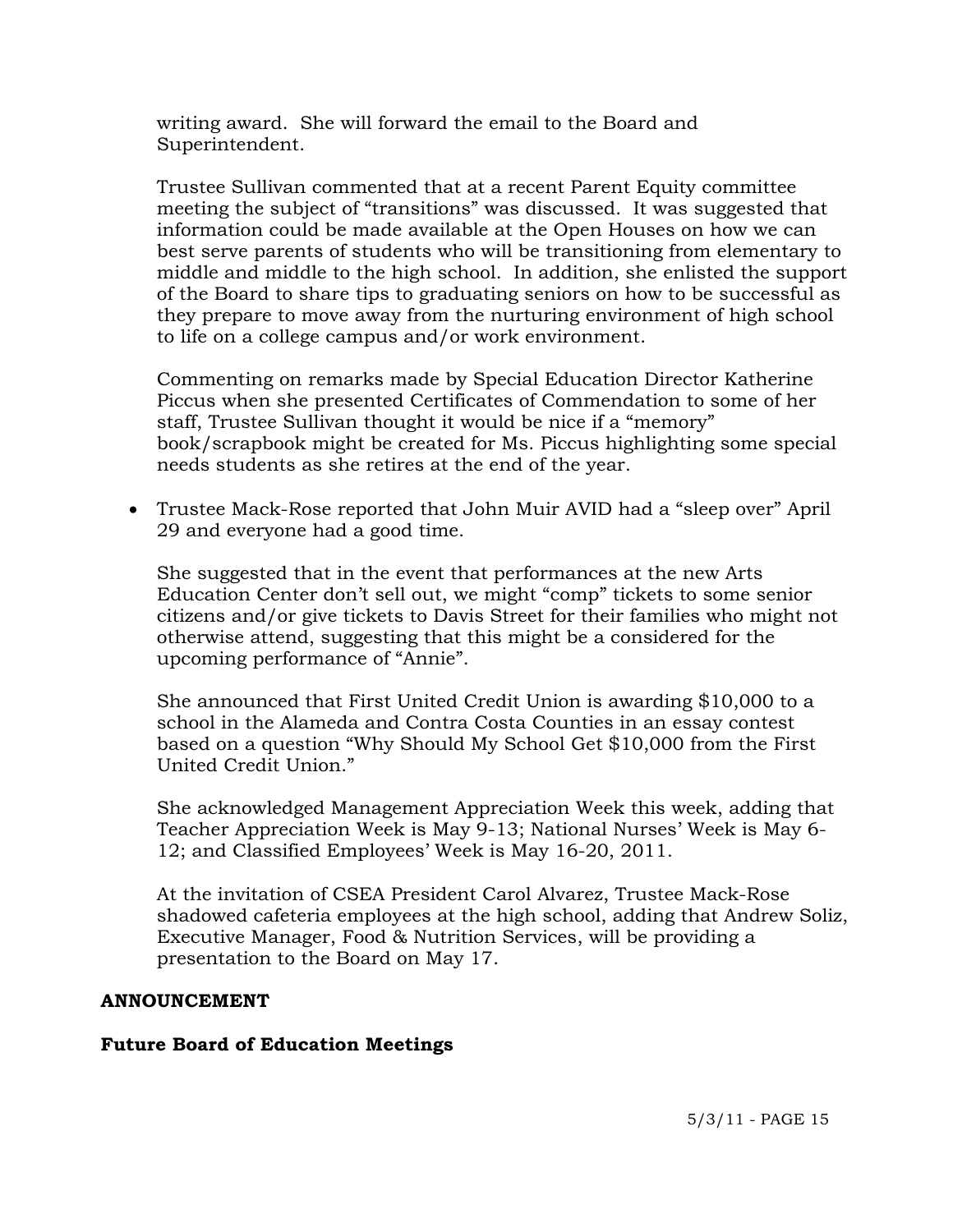writing award. She will forward the email to the Board and Superintendent.

Trustee Sullivan commented that at a recent Parent Equity committee meeting the subject of "transitions" was discussed. It was suggested that information could be made available at the Open Houses on how we can best serve parents of students who will be transitioning from elementary to middle and middle to the high school. In addition, she enlisted the support of the Board to share tips to graduating seniors on how to be successful as they prepare to move away from the nurturing environment of high school to life on a college campus and/or work environment.

Commenting on remarks made by Special Education Director Katherine Piccus when she presented Certificates of Commendation to some of her staff, Trustee Sullivan thought it would be nice if a "memory" book/scrapbook might be created for Ms. Piccus highlighting some special needs students as she retires at the end of the year.

- Trustee Mack-Rose reported that John Muir AVID had a "sleep over" April 29 and everyone had a good time.

  She suggested that in the event that performances at the new Arts Education Center don't sell out, we might "comp" tickets to some senior citizens and/or give tickets to Davis Street for their families who might not otherwise attend, suggesting that this might be a considered for the upcoming performance of "Annie".

  She announced that First United Credit Union is awarding $10,000 to a school in the Alameda and Contra Costa Counties in an essay contest based on a question "Why Should My School Get $10,000 from the First United Credit Union."

  She acknowledged Management Appreciation Week this week, adding that Teacher Appreciation Week is May 9-13; National Nurses' Week is May 6-12; and Classified Employees' Week is May 16-20, 2011.

  At the invitation of CSEA President Carol Alvarez, Trustee Mack-Rose shadowed cafeteria employees at the high school, adding that Andrew Soliz, Executive Manager, Food & Nutrition Services, will be providing a presentation to the Board on May 17.

**ANNOUNCEMENT**

**Future Board of Education Meetings**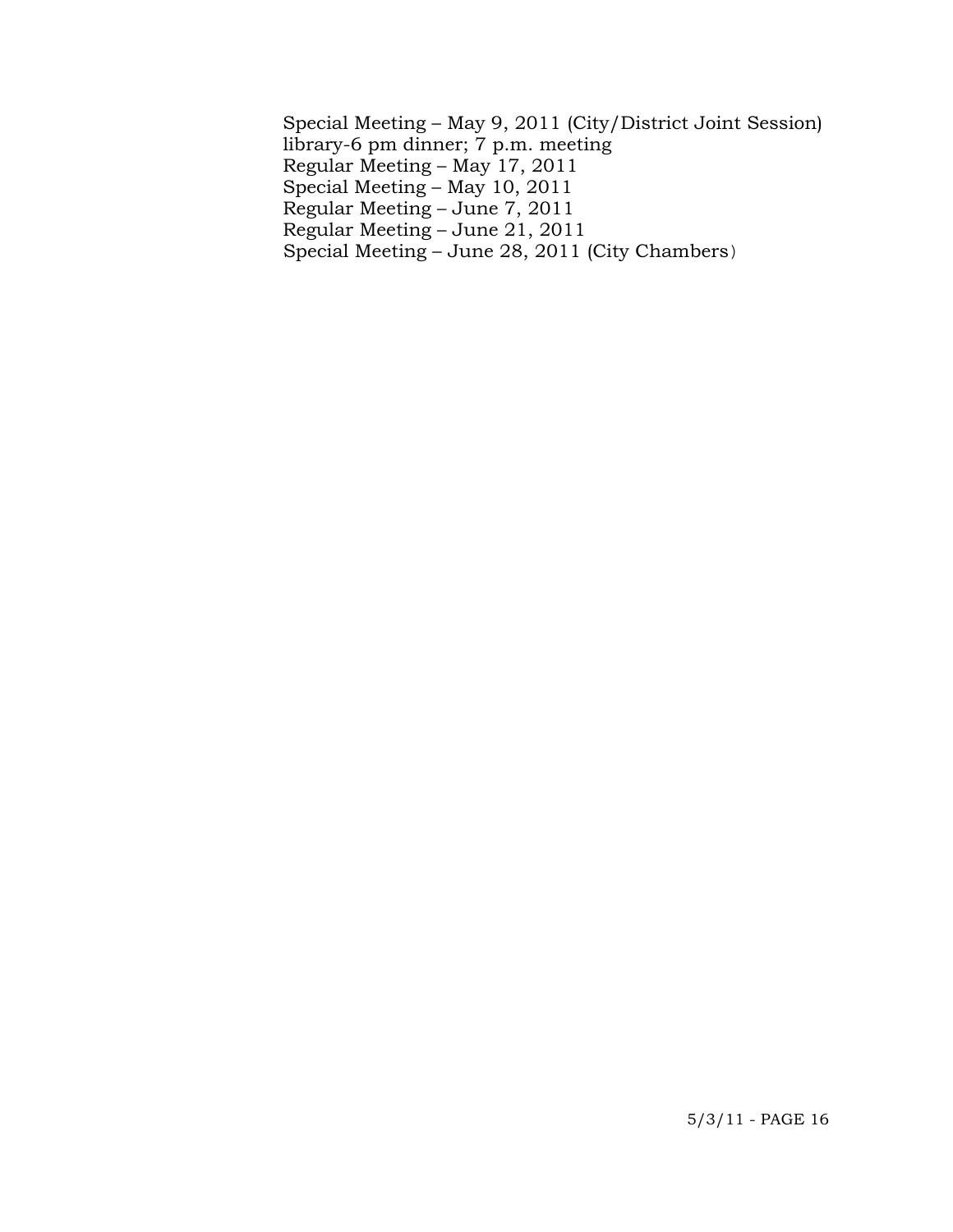Special Meeting – May 9, 2011 (City/District Joint Session)
library-6 pm dinner; 7 p.m. meeting
Regular Meeting – May 17, 2011
Special Meeting – May 10, 2011
Regular Meeting – June 7, 2011
Regular Meeting – June 21, 2011
Special Meeting – June 28, 2011 (City Chambers)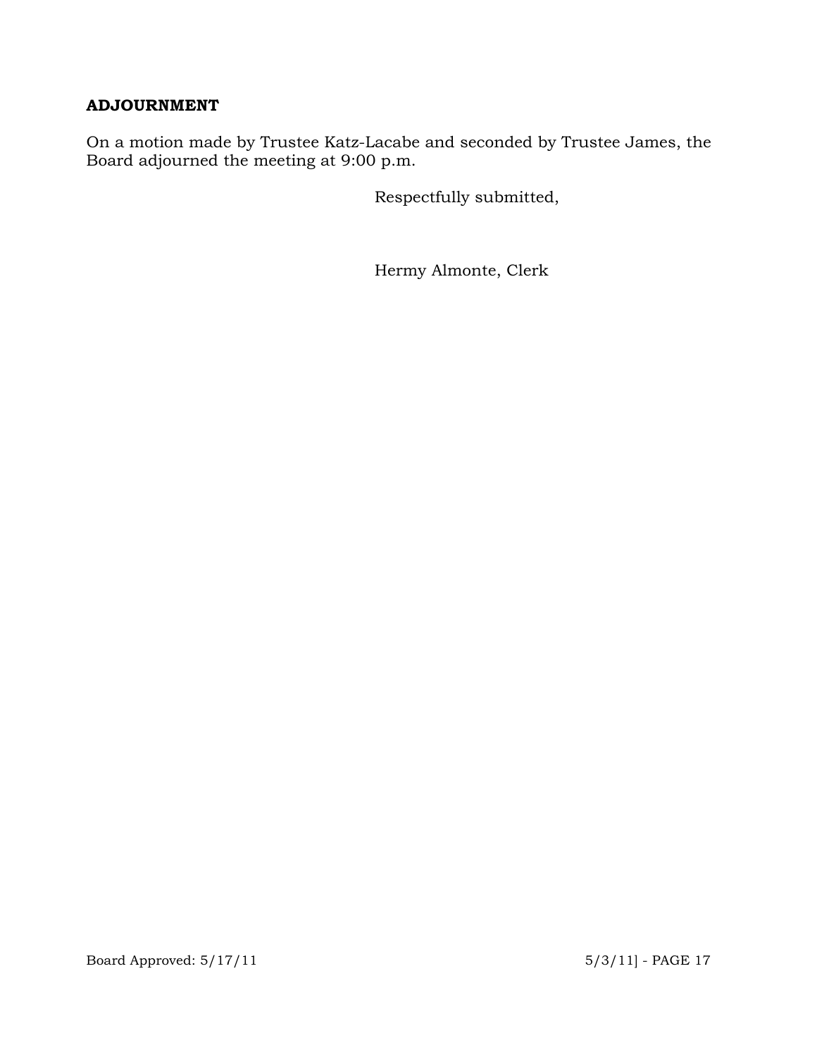**ADJOURNMENT**

On a motion made by Trustee Katz-Lacabe and seconded by Trustee James, the Board adjourned the meeting at 9:00 p.m.

Respectfully submitted,

Hermy Almonte, Clerk